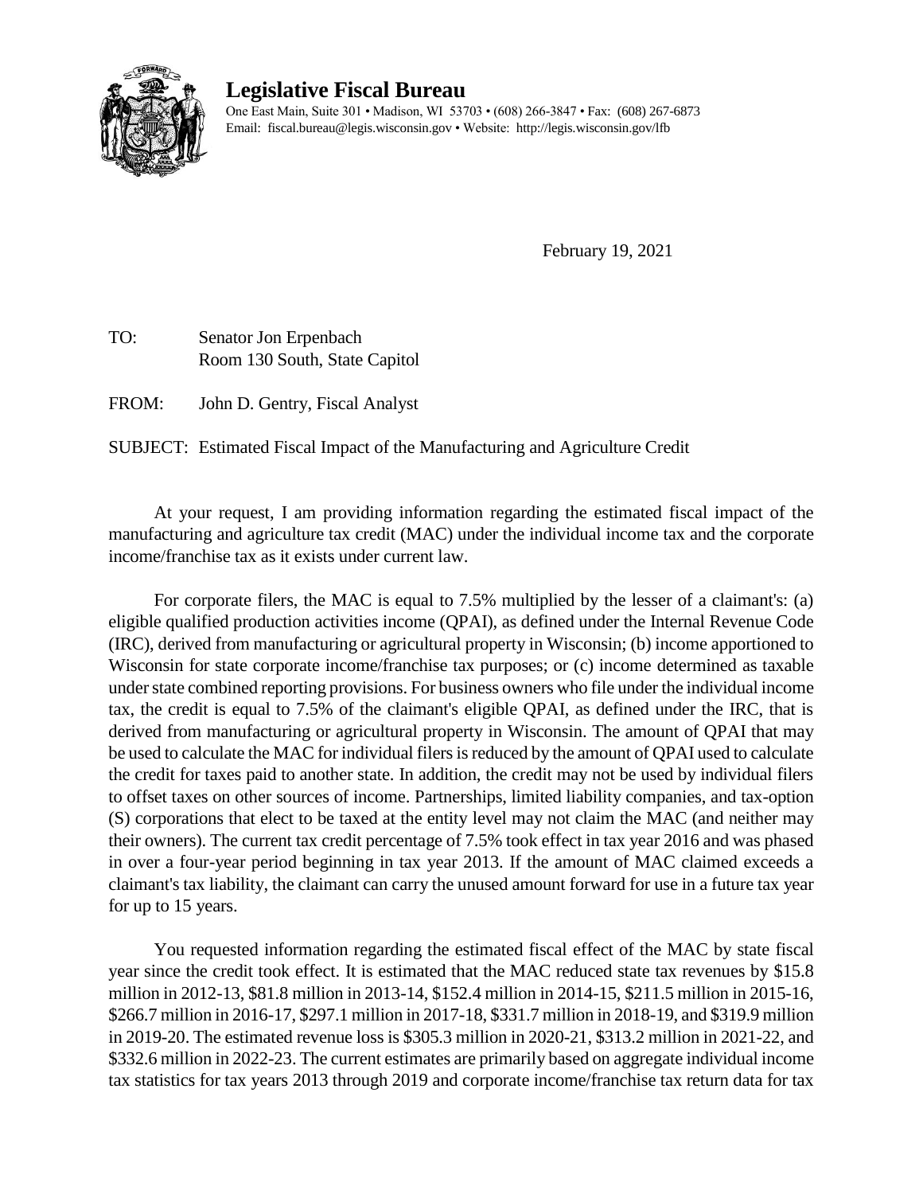# Legislative Fiscal Bureau

One East Main, Suite 301 • Madison, WI 53703 • (608) 266-3847 • Fax: (608) 267-6873
Email: fiscal.bureau@legis.wisconsin.gov • Website: http://legis.wisconsin.gov/lfb

February 19, 2021

TO: Senator Jon Erpenbach
Room 130 South, State Capitol

FROM: John D. Gentry, Fiscal Analyst

SUBJECT: Estimated Fiscal Impact of the Manufacturing and Agriculture Credit

At your request, I am providing information regarding the estimated fiscal impact of the manufacturing and agriculture tax credit (MAC) under the individual income tax and the corporate income/franchise tax as it exists under current law.

For corporate filers, the MAC is equal to 7.5% multiplied by the lesser of a claimant's: (a) eligible qualified production activities income (QPAI), as defined under the Internal Revenue Code (IRC), derived from manufacturing or agricultural property in Wisconsin; (b) income apportioned to Wisconsin for state corporate income/franchise tax purposes; or (c) income determined as taxable under state combined reporting provisions. For business owners who file under the individual income tax, the credit is equal to 7.5% of the claimant's eligible QPAI, as defined under the IRC, that is derived from manufacturing or agricultural property in Wisconsin. The amount of QPAI that may be used to calculate the MAC for individual filers is reduced by the amount of QPAI used to calculate the credit for taxes paid to another state. In addition, the credit may not be used by individual filers to offset taxes on other sources of income. Partnerships, limited liability companies, and tax-option (S) corporations that elect to be taxed at the entity level may not claim the MAC (and neither may their owners). The current tax credit percentage of 7.5% took effect in tax year 2016 and was phased in over a four-year period beginning in tax year 2013. If the amount of MAC claimed exceeds a claimant's tax liability, the claimant can carry the unused amount forward for use in a future tax year for up to 15 years.

You requested information regarding the estimated fiscal effect of the MAC by state fiscal year since the credit took effect. It is estimated that the MAC reduced state tax revenues by $15.8 million in 2012-13, $81.8 million in 2013-14, $152.4 million in 2014-15, $211.5 million in 2015-16, $266.7 million in 2016-17, $297.1 million in 2017-18, $331.7 million in 2018-19, and $319.9 million in 2019-20. The estimated revenue loss is $305.3 million in 2020-21, $313.2 million in 2021-22, and $332.6 million in 2022-23. The current estimates are primarily based on aggregate individual income tax statistics for tax years 2013 through 2019 and corporate income/franchise tax return data for tax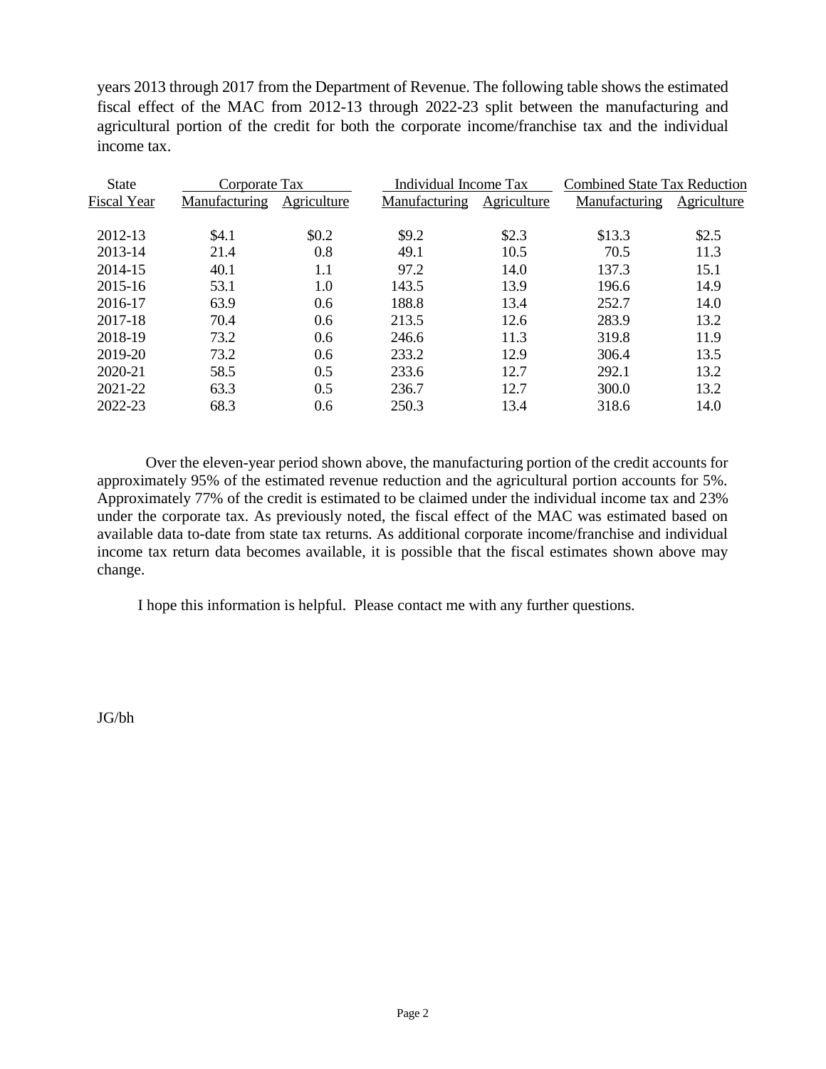years 2013 through 2017 from the Department of Revenue. The following table shows the estimated fiscal effect of the MAC from 2012-13 through 2022-23 split between the manufacturing and agricultural portion of the credit for both the corporate income/franchise tax and the individual income tax.

| State | Corporate Tax | | Individual Income Tax | | Combined State Tax Reduction | |
|---|---|---|---|---|---|---|
| Fiscal Year | Manufacturing | Agriculture | Manufacturing | Agriculture | Manufacturing | Agriculture |
| 2012-13 | $4.1 | $0.2 | $9.2 | $2.3 | $13.3 | $2.5 |
| 2013-14 | 21.4 | 0.8 | 49.1 | 10.5 | 70.5 | 11.3 |
| 2014-15 | 40.1 | 1.1 | 97.2 | 14.0 | 137.3 | 15.1 |
| 2015-16 | 53.1 | 1.0 | 143.5 | 13.9 | 196.6 | 14.9 |
| 2016-17 | 63.9 | 0.6 | 188.8 | 13.4 | 252.7 | 14.0 |
| 2017-18 | 70.4 | 0.6 | 213.5 | 12.6 | 283.9 | 13.2 |
| 2018-19 | 73.2 | 0.6 | 246.6 | 11.3 | 319.8 | 11.9 |
| 2019-20 | 73.2 | 0.6 | 233.2 | 12.9 | 306.4 | 13.5 |
| 2020-21 | 58.5 | 0.5 | 233.6 | 12.7 | 292.1 | 13.2 |
| 2021-22 | 63.3 | 0.5 | 236.7 | 12.7 | 300.0 | 13.2 |
| 2022-23 | 68.3 | 0.6 | 250.3 | 13.4 | 318.6 | 14.0 |

Over the eleven-year period shown above, the manufacturing portion of the credit accounts for approximately 95% of the estimated revenue reduction and the agricultural portion accounts for 5%. Approximately 77% of the credit is estimated to be claimed under the individual income tax and 23% under the corporate tax. As previously noted, the fiscal effect of the MAC was estimated based on available data to-date from state tax returns. As additional corporate income/franchise and individual income tax return data becomes available, it is possible that the fiscal estimates shown above may change.

I hope this information is helpful. Please contact me with any further questions.

JG/bh